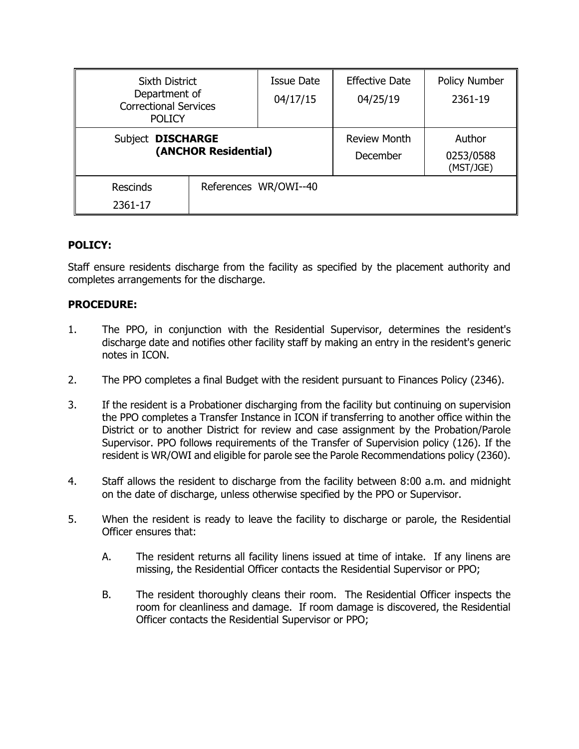| Sixth District Department of Correctional Services POLICY | | Issue Date 04/17/15 | Effective Date 04/25/19 | Policy Number 2361-19 |
|---|---|---|---|---|
| Subject **DISCHARGE (ANCHOR Residential)** | | | Review Month December | Author 0253/0588 (MST/JGE) |
| Rescinds 2361-17 | References WR/OWI--40 | | | |

**POLICY:**

Staff ensure residents discharge from the facility as specified by the placement authority and completes arrangements for the discharge.

**PROCEDURE:**

1. The PPO, in conjunction with the Residential Supervisor, determines the resident's discharge date and notifies other facility staff by making an entry in the resident's generic notes in ICON.

2. The PPO completes a final Budget with the resident pursuant to Finances Policy (2346).

3. If the resident is a Probationer discharging from the facility but continuing on supervision the PPO completes a Transfer Instance in ICON if transferring to another office within the District or to another District for review and case assignment by the Probation/Parole Supervisor. PPO follows requirements of the Transfer of Supervision policy (126). If the resident is WR/OWI and eligible for parole see the Parole Recommendations policy (2360).

4. Staff allows the resident to discharge from the facility between 8:00 a.m. and midnight on the date of discharge, unless otherwise specified by the PPO or Supervisor.

5. When the resident is ready to leave the facility to discharge or parole, the Residential Officer ensures that:

   A. The resident returns all facility linens issued at time of intake. If any linens are missing, the Residential Officer contacts the Residential Supervisor or PPO;

   B. The resident thoroughly cleans their room. The Residential Officer inspects the room for cleanliness and damage. If room damage is discovered, the Residential Officer contacts the Residential Supervisor or PPO;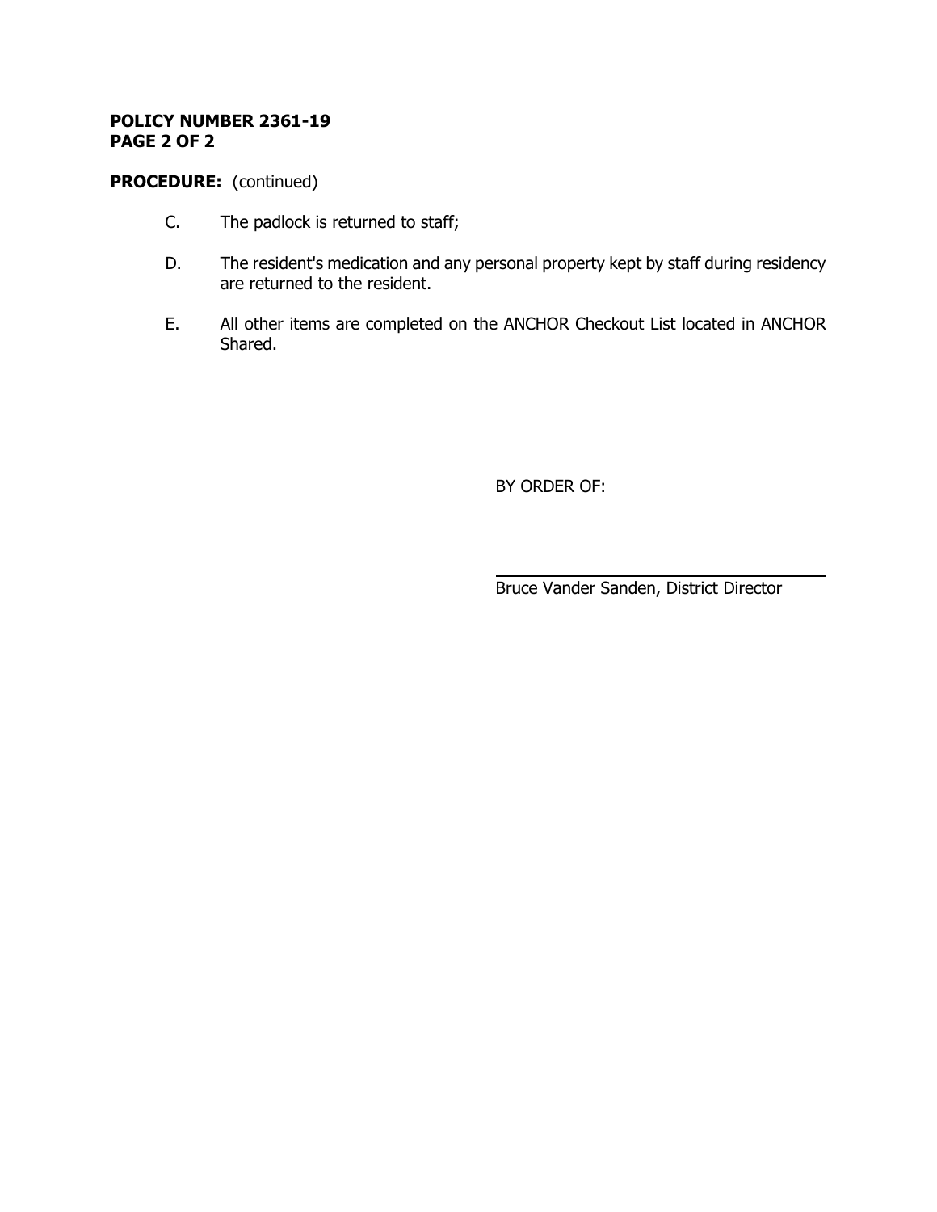**PROCEDURE:** (continued)

C. The padlock is returned to staff;

D. The resident's medication and any personal property kept by staff during residency are returned to the resident.

E. All other items are completed on the ANCHOR Checkout List located in ANCHOR Shared.

BY ORDER OF:

_______________________________

Bruce Vander Sanden, District Director